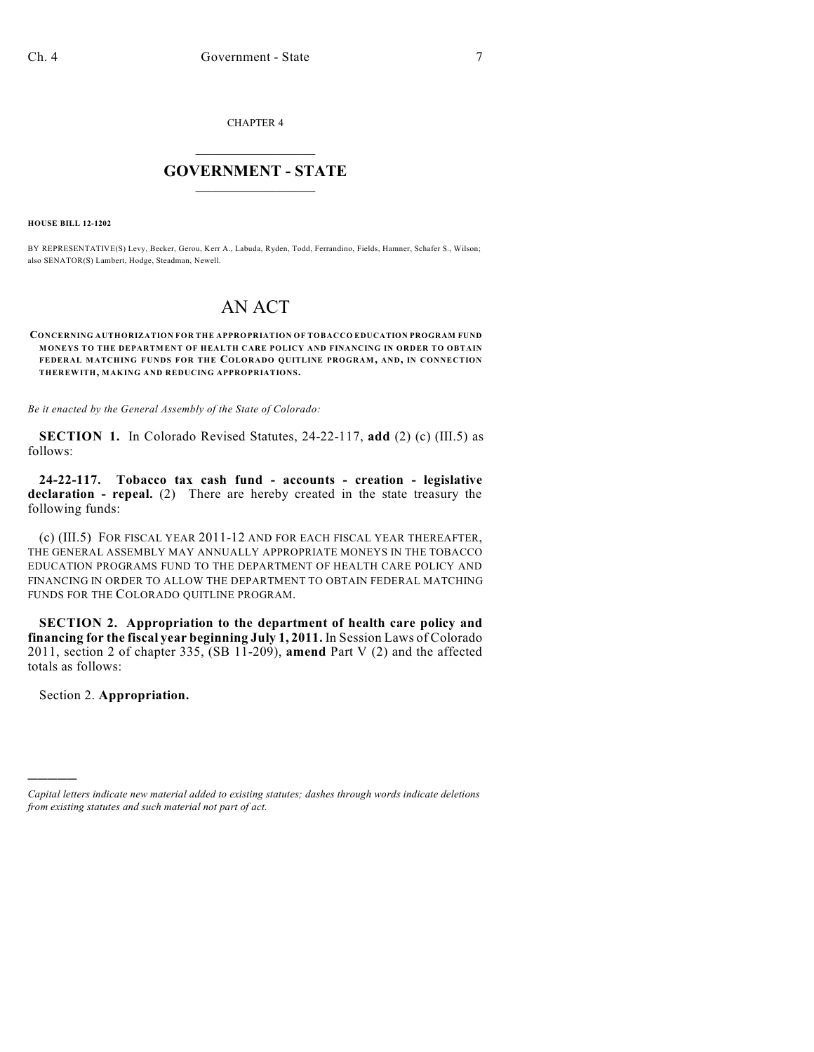CHAPTER 4

# GOVERNMENT - STATE

**HOUSE BILL 12-1202**

BY REPRESENTATIVE(S) Levy, Becker, Gerou, Kerr A., Labuda, Ryden, Todd, Ferrandino, Fields, Hamner, Schafer S., Wilson; also SENATOR(S) Lambert, Hodge, Steadman, Newell.

# AN ACT

**CONCERNING AUTHORIZATION FOR THE APPROPRIATION OF TOBACCO EDUCATION PROGRAM FUND MONEYS TO THE DEPARTMENT OF HEALTH CARE POLICY AND FINANCING IN ORDER TO OBTAIN FEDERAL MATCHING FUNDS FOR THE COLORADO QUITLINE PROGRAM, AND, IN CONNECTION THEREWITH, MAKING AND REDUCING APPROPRIATIONS.**

*Be it enacted by the General Assembly of the State of Colorado:*

**SECTION 1.** In Colorado Revised Statutes, 24-22-117, **add** (2) (c) (III.5) as follows:

**24-22-117. Tobacco tax cash fund - accounts - creation - legislative declaration - repeal.** (2) There are hereby created in the state treasury the following funds:

(c) (III.5) FOR FISCAL YEAR 2011-12 AND FOR EACH FISCAL YEAR THEREAFTER, THE GENERAL ASSEMBLY MAY ANNUALLY APPROPRIATE MONEYS IN THE TOBACCO EDUCATION PROGRAMS FUND TO THE DEPARTMENT OF HEALTH CARE POLICY AND FINANCING IN ORDER TO ALLOW THE DEPARTMENT TO OBTAIN FEDERAL MATCHING FUNDS FOR THE COLORADO QUITLINE PROGRAM.

**SECTION 2. Appropriation to the department of health care policy and financing for the fiscal year beginning July 1, 2011.** In Session Laws of Colorado 2011, section 2 of chapter 335, (SB 11-209), **amend** Part V (2) and the affected totals as follows:

Section 2. **Appropriation.**

---

*Capital letters indicate new material added to existing statutes; dashes through words indicate deletions from existing statutes and such material not part of act.*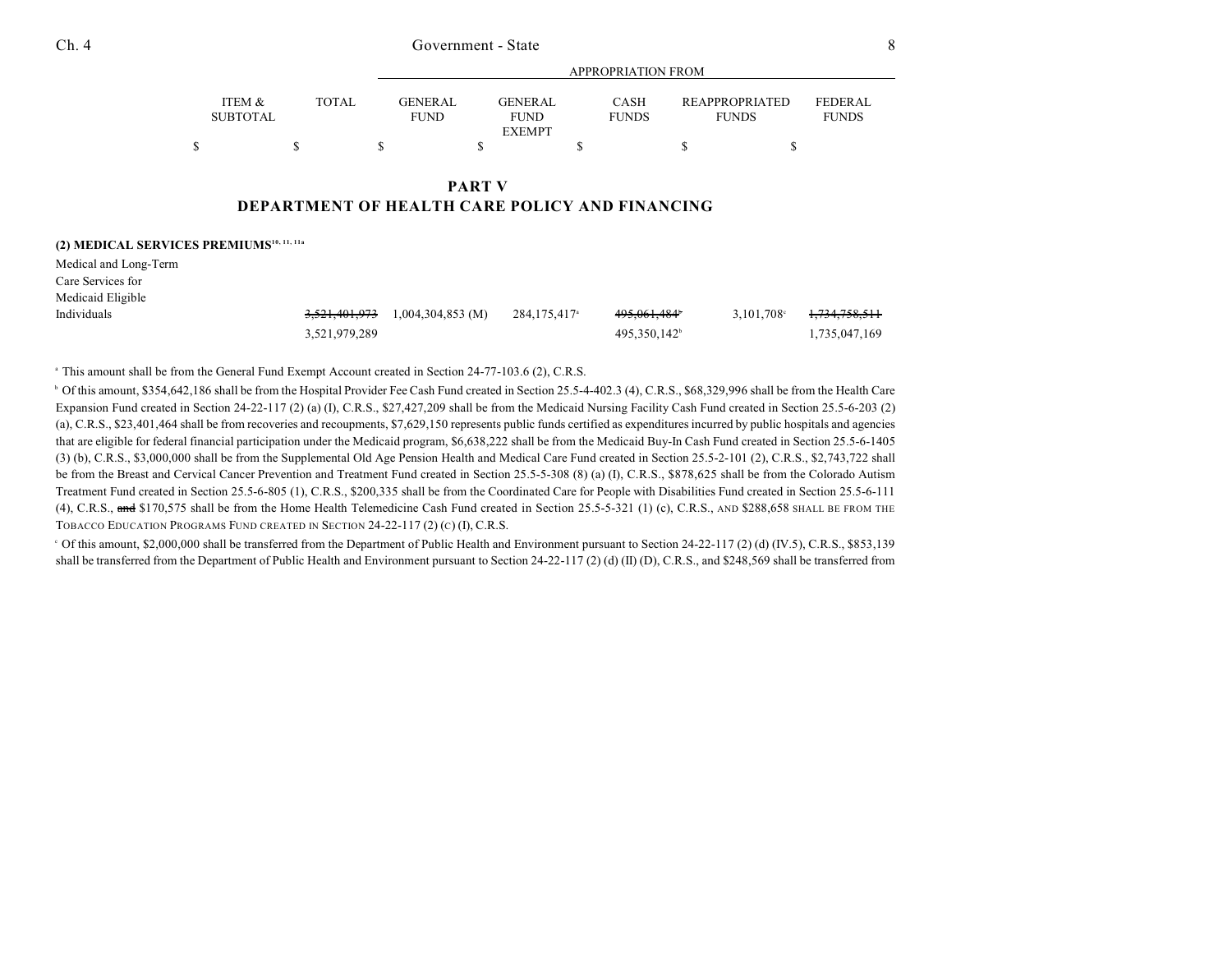| | ITEM & SUBTOTAL | TOTAL | GENERAL FUND | GENERAL FUND EXEMPT | CASH FUNDS | REAPPROPRIATED FUNDS | FEDERAL FUNDS |
|---|---|---|---|---|---|---|---|
| | | | | APPROPRIATION FROM | | | |
| | $ | $ | $ | $ | $ | $ | $ |

## PART V
## DEPARTMENT OF HEALTH CARE POLICY AND FINANCING

**(2) MEDICAL SERVICES PREMIUMS**[10, 11, 11a]

| | ITEM & SUBTOTAL | TOTAL | GENERAL FUND | GENERAL FUND EXEMPT | CASH FUNDS | REAPPROPRIATED FUNDS | FEDERAL FUNDS |
|---|---|---|---|---|---|---|---|
| Medical and Long-Term Care Services for Medicaid Eligible Individuals | ~~3,521,401,973~~ | | 1,004,304,853 (M) | 284,175,417[a] | ~~495,061,484~~[b] | 3,101,708[c] | ~~1,734,758,511~~ |
| | 3,521,979,289 | | | | 495,350,142[b] | | 1,735,047,169 |

[a] This amount shall be from the General Fund Exempt Account created in Section 24-77-103.6 (2), C.R.S.

[b] Of this amount, $354,642,186 shall be from the Hospital Provider Fee Cash Fund created in Section 25.5-4-402.3 (4), C.R.S., $68,329,996 shall be from the Health Care Expansion Fund created in Section 24-22-117 (2) (a) (I), C.R.S., $27,427,209 shall be from the Medicaid Nursing Facility Cash Fund created in Section 25.5-6-203 (2) (a), C.R.S., $23,401,464 shall be from recoveries and recoupments, $7,629,150 represents public funds certified as expenditures incurred by public hospitals and agencies that are eligible for federal financial participation under the Medicaid program, $6,638,222 shall be from the Medicaid Buy-In Cash Fund created in Section 25.5-6-1405 (3) (b), C.R.S., $3,000,000 shall be from the Supplemental Old Age Pension Health and Medical Care Fund created in Section 25.5-2-101 (2), C.R.S., $2,743,722 shall be from the Breast and Cervical Cancer Prevention and Treatment Fund created in Section 25.5-5-308 (8) (a) (I), C.R.S., $878,625 shall be from the Colorado Autism Treatment Fund created in Section 25.5-6-805 (1), C.R.S., $200,335 shall be from the Coordinated Care for People with Disabilities Fund created in Section 25.5-6-111 (4), C.R.S., ~~and~~ $170,575 shall be from the Home Health Telemedicine Cash Fund created in Section 25.5-5-321 (1) (c), C.R.S., AND $288,658 SHALL BE FROM THE TOBACCO EDUCATION PROGRAMS FUND CREATED IN SECTION 24-22-117 (2) (C) (I), C.R.S.

[c] Of this amount, $2,000,000 shall be transferred from the Department of Public Health and Environment pursuant to Section 24-22-117 (2) (d) (IV.5), C.R.S., $853,139 shall be transferred from the Department of Public Health and Environment pursuant to Section 24-22-117 (2) (d) (II) (D), C.R.S., and $248,569 shall be transferred from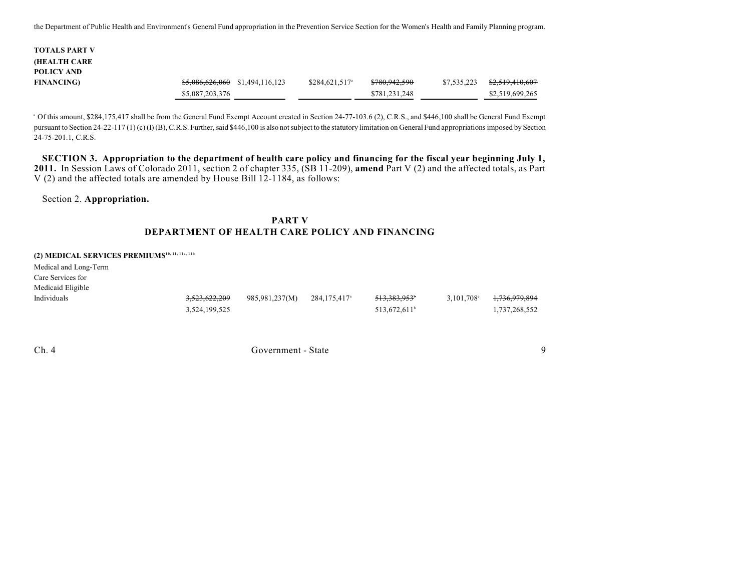the Department of Public Health and Environment's General Fund appropriation in the Prevention Service Section for the Women's Health and Family Planning program.

| | | | | | | |
|---|---|---|---|---|---|---|
| **TOTALS PART V (HEALTH CARE POLICY AND FINANCING)** | ~~$5,086,626,060~~ $5,087,203,376 | $1,494,116,123 | $284,621,517[a] | ~~$780,942,590~~ $781,231,248 | $7,535,223 | ~~$2,519,410,607~~ $2,519,699,265 |

[a] Of this amount, $284,175,417 shall be from the General Fund Exempt Account created in Section 24-77-103.6 (2), C.R.S., and $446,100 shall be General Fund Exempt pursuant to Section 24-22-117 (1) (c) (I) (B), C.R.S. Further, said $446,100 is also not subject to the statutory limitation on General Fund appropriations imposed by Section 24-75-201.1, C.R.S.

**SECTION 3. Appropriation to the department of health care policy and financing for the fiscal year beginning July 1, 2011.** In Session Laws of Colorado 2011, section 2 of chapter 335, (SB 11-209), **amend** Part V (2) and the affected totals, as Part V (2) and the affected totals are amended by House Bill 12-1184, as follows:

Section 2. **Appropriation.**

**PART V**
**DEPARTMENT OF HEALTH CARE POLICY AND FINANCING**

**(2) MEDICAL SERVICES PREMIUMS**[10, 11, 11a, 11b]

| | | | | | | |
|---|---|---|---|---|---|---|
| Medical and Long-Term Care Services for Medicaid Eligible Individuals | ~~3,523,622,209~~ 3,524,199,525 | 985,981,237(M) | 284,175,417[a] | ~~513,383,953[b]~~ 513,672,611[b] | 3,101,708[c] | ~~1,736,979,894~~ 1,737,268,552 |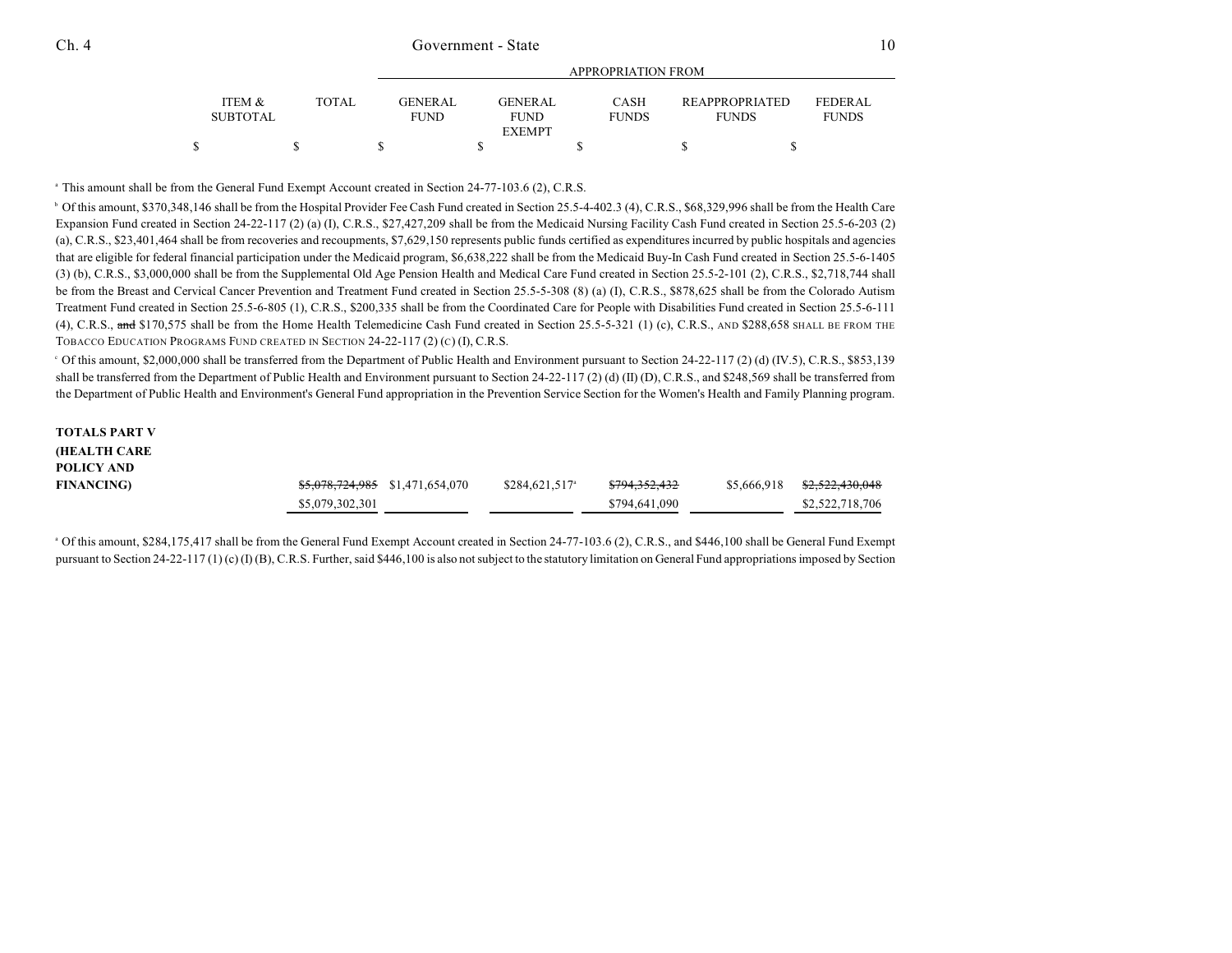| | ITEM & SUBTOTAL | TOTAL | APPROPRIATION FROM GENERAL FUND | GENERAL FUND EXEMPT | CASH FUNDS | REAPPROPRIATED FUNDS | FEDERAL FUNDS |
|---|---|---|---|---|---|---|---|
| | $ | $ | $ | $ | $ | $ | $ |

[a] This amount shall be from the General Fund Exempt Account created in Section 24-77-103.6 (2), C.R.S.

[b] Of this amount, $370,348,146 shall be from the Hospital Provider Fee Cash Fund created in Section 25.5-4-402.3 (4), C.R.S., $68,329,996 shall be from the Health Care Expansion Fund created in Section 24-22-117 (2) (a) (I), C.R.S., $27,427,209 shall be from the Medicaid Nursing Facility Cash Fund created in Section 25.5-6-203 (2) (a), C.R.S., $23,401,464 shall be from recoveries and recoupments, $7,629,150 represents public funds certified as expenditures incurred by public hospitals and agencies that are eligible for federal financial participation under the Medicaid program, $6,638,222 shall be from the Medicaid Buy-In Cash Fund created in Section 25.5-6-1405 (3) (b), C.R.S., $3,000,000 shall be from the Supplemental Old Age Pension Health and Medical Care Fund created in Section 25.5-2-101 (2), C.R.S., $2,718,744 shall be from the Breast and Cervical Cancer Prevention and Treatment Fund created in Section 25.5-5-308 (8) (a) (I), C.R.S., $878,625 shall be from the Colorado Autism Treatment Fund created in Section 25.5-6-805 (1), C.R.S., $200,335 shall be from the Coordinated Care for People with Disabilities Fund created in Section 25.5-6-111 (4), C.R.S., ~~and~~ $170,575 shall be from the Home Health Telemedicine Cash Fund created in Section 25.5-5-321 (1) (c), C.R.S., AND $288,658 SHALL BE FROM THE TOBACCO EDUCATION PROGRAMS FUND CREATED IN SECTION 24-22-117 (2) (C) (I), C.R.S.

[c] Of this amount, $2,000,000 shall be transferred from the Department of Public Health and Environment pursuant to Section 24-22-117 (2) (d) (IV.5), C.R.S., $853,139 shall be transferred from the Department of Public Health and Environment pursuant to Section 24-22-117 (2) (d) (II) (D), C.R.S., and $248,569 shall be transferred from the Department of Public Health and Environment's General Fund appropriation in the Prevention Service Section for the Women's Health and Family Planning program.

| | ITEM & SUBTOTAL | TOTAL | GENERAL FUND | GENERAL FUND EXEMPT | CASH FUNDS | REAPPROPRIATED FUNDS | FEDERAL FUNDS |
|---|---|---|---|---|---|---|---|
| **TOTALS PART V (HEALTH CARE POLICY AND FINANCING)** | | ~~$5,078,724,985~~ | $1,471,654,070 | $284,621,517[a] | ~~$794,352,432~~ | $5,666,918 | ~~$2,522,430,048~~ |
| | | $5,079,302,301 | | | $794,641,090 | | $2,522,718,706 |

[a] Of this amount, $284,175,417 shall be from the General Fund Exempt Account created in Section 24-77-103.6 (2), C.R.S., and $446,100 shall be General Fund Exempt pursuant to Section 24-22-117 (1) (c) (I) (B), C.R.S. Further, said $446,100 is also not subject to the statutory limitation on General Fund appropriations imposed by Section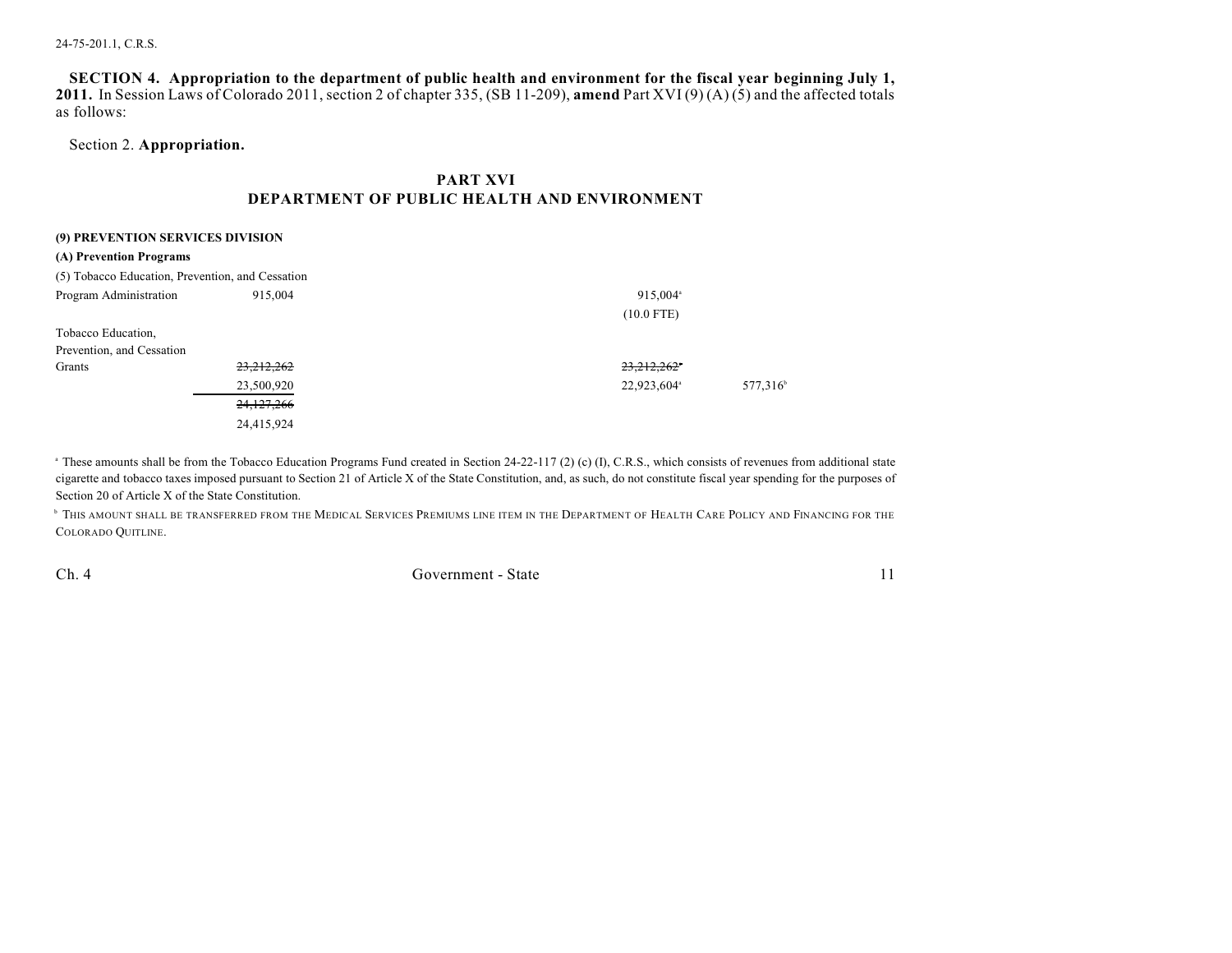24-75-201.1, C.R.S.

**SECTION 4. Appropriation to the department of public health and environment for the fiscal year beginning July 1, 2011.** In Session Laws of Colorado 2011, section 2 of chapter 335, (SB 11-209), **amend** Part XVI (9) (A) (5) and the affected totals as follows:

Section 2. **Appropriation.**

## PART XVI
## DEPARTMENT OF PUBLIC HEALTH AND ENVIRONMENT

**(9) PREVENTION SERVICES DIVISION**

**(A) Prevention Programs**

| | | | |
|---|---|---|---|
| (5) Tobacco Education, Prevention, and Cessation | | | |
| Program Administration | 915,004 | 915,004[a] | |
| | | (10.0 FTE) | |
| Tobacco Education, Prevention, and Cessation Grants | ~~23,212,262~~ | ~~23,212,262~~[a] | |
| | 23,500,920 | 22,923,604[a] | 577,316[b] |
| | ~~24,127,266~~ | | |
| | 24,415,924 | | |

[a] These amounts shall be from the Tobacco Education Programs Fund created in Section 24-22-117 (2) (c) (I), C.R.S., which consists of revenues from additional state cigarette and tobacco taxes imposed pursuant to Section 21 of Article X of the State Constitution, and, as such, do not constitute fiscal year spending for the purposes of Section 20 of Article X of the State Constitution.

[b] THIS AMOUNT SHALL BE TRANSFERRED FROM THE MEDICAL SERVICES PREMIUMS LINE ITEM IN THE DEPARTMENT OF HEALTH CARE POLICY AND FINANCING FOR THE COLORADO QUITLINE.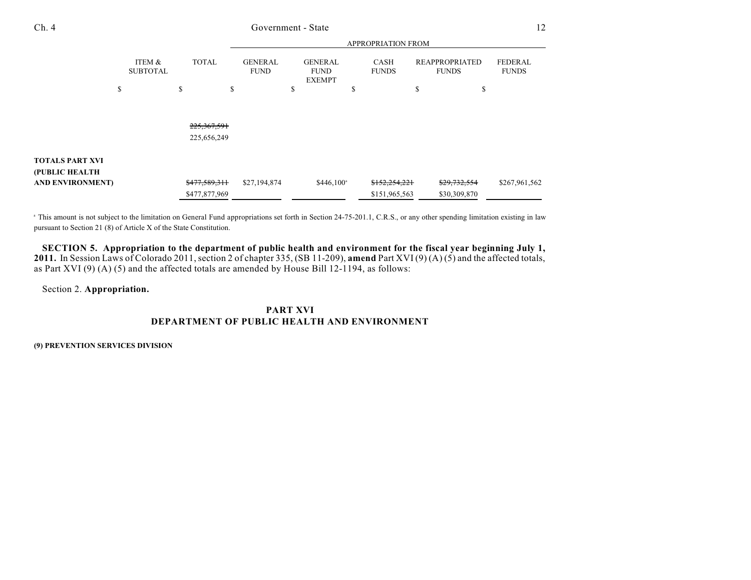| | ITEM & SUBTOTAL | TOTAL | GENERAL FUND | GENERAL FUND EXEMPT | CASH FUNDS | REAPPROPRIATED FUNDS | FEDERAL FUNDS |
|---|---|---|---|---|---|---|---|
| | | | APPROPRIATION FROM | | | | |
| | $ | $ | $ | $ | $ | $ | $ |
| | | ~~225,367,591~~ 225,656,249 | | | | | |
| **TOTALS PART XVI (PUBLIC HEALTH AND ENVIRONMENT)** | | ~~$477,589,311~~ $477,877,969 | $27,194,874 | $446,100[a] | ~~$152,254,221~~ $151,965,563 | ~~$29,732,554~~ $30,309,870 | $267,961,562 |

[a] This amount is not subject to the limitation on General Fund appropriations set forth in Section 24-75-201.1, C.R.S., or any other spending limitation existing in law pursuant to Section 21 (8) of Article X of the State Constitution.

**SECTION 5. Appropriation to the department of public health and environment for the fiscal year beginning July 1, 2011.** In Session Laws of Colorado 2011, section 2 of chapter 335, (SB 11-209), **amend** Part XVI (9) (A) (5) and the affected totals, as Part XVI (9) (A) (5) and the affected totals are amended by House Bill 12-1194, as follows:

Section 2. **Appropriation.**

## PART XVI
## DEPARTMENT OF PUBLIC HEALTH AND ENVIRONMENT

**(9) PREVENTION SERVICES DIVISION**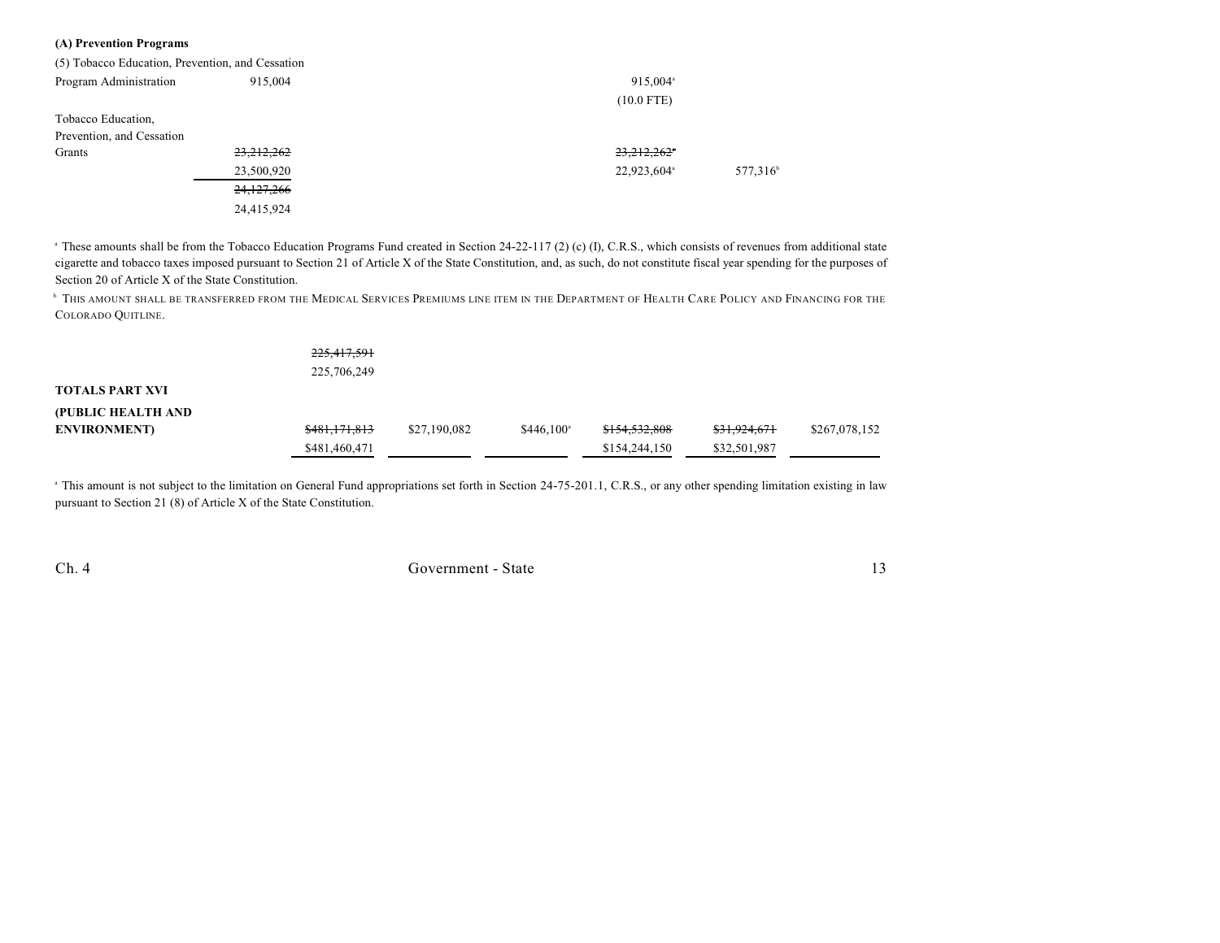**(A) Prevention Programs**

(5) Tobacco Education, Prevention, and Cessation

| | Total | | | Cash Funds | Reappropriated Funds | |
|---|---|---|---|---|---|---|
| Program Administration | 915,004 | | | 915,004[a] | | |
| | | | | (10.0 FTE) | | |
| Tobacco Education, Prevention, and Cessation Grants | ~~23,212,262~~ | | | ~~23,212,262~~[a] | | |
| | 23,500,920 | | | 22,923,604[a] | 577,316[b] | |
| | ~~24,127,266~~ | | | | | |
| | 24,415,924 | | | | | |

[a] These amounts shall be from the Tobacco Education Programs Fund created in Section 24-22-117 (2) (c) (I), C.R.S., which consists of revenues from additional state cigarette and tobacco taxes imposed pursuant to Section 21 of Article X of the State Constitution, and, as such, do not constitute fiscal year spending for the purposes of Section 20 of Article X of the State Constitution.

[b] THIS AMOUNT SHALL BE TRANSFERRED FROM THE MEDICAL SERVICES PREMIUMS LINE ITEM IN THE DEPARTMENT OF HEALTH CARE POLICY AND FINANCING FOR THE COLORADO QUITLINE.

| | | | | | | |
|---|---|---|---|---|---|---|
| | ~~225,417,591~~ | | | | | |
| | 225,706,249 | | | | | |
| **TOTALS PART XVI (PUBLIC HEALTH AND ENVIRONMENT)** | ~~$481,171,813~~ | $27,190,082 | $446,100[a] | ~~$154,532,808~~ | ~~$31,924,671~~ | $267,078,152 |
| | $481,460,471 | | | $154,244,150 | $32,501,987 | |

[a] This amount is not subject to the limitation on General Fund appropriations set forth in Section 24-75-201.1, C.R.S., or any other spending limitation existing in law pursuant to Section 21 (8) of Article X of the State Constitution.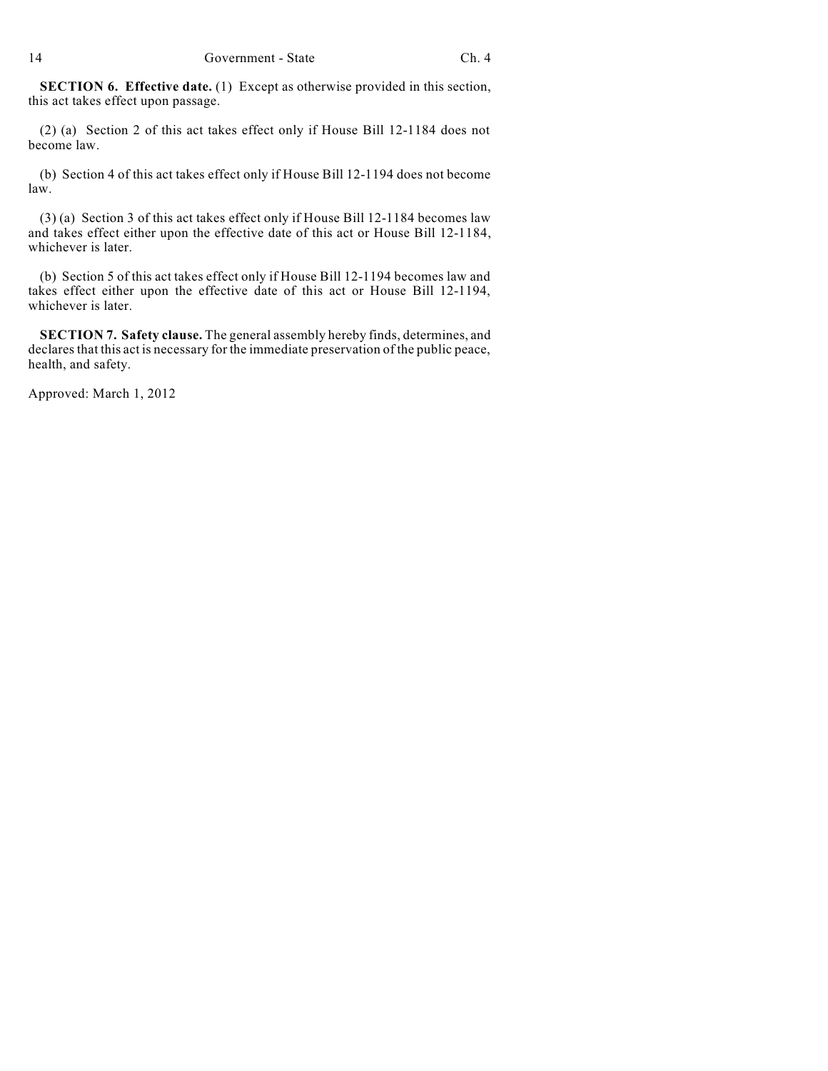**SECTION 6. Effective date.** (1) Except as otherwise provided in this section, this act takes effect upon passage.

(2) (a) Section 2 of this act takes effect only if House Bill 12-1184 does not become law.

(b) Section 4 of this act takes effect only if House Bill 12-1194 does not become law.

(3) (a) Section 3 of this act takes effect only if House Bill 12-1184 becomes law and takes effect either upon the effective date of this act or House Bill 12-1184, whichever is later.

(b) Section 5 of this act takes effect only if House Bill 12-1194 becomes law and takes effect either upon the effective date of this act or House Bill 12-1194, whichever is later.

**SECTION 7. Safety clause.** The general assembly hereby finds, determines, and declares that this act is necessary for the immediate preservation of the public peace, health, and safety.

Approved: March 1, 2012